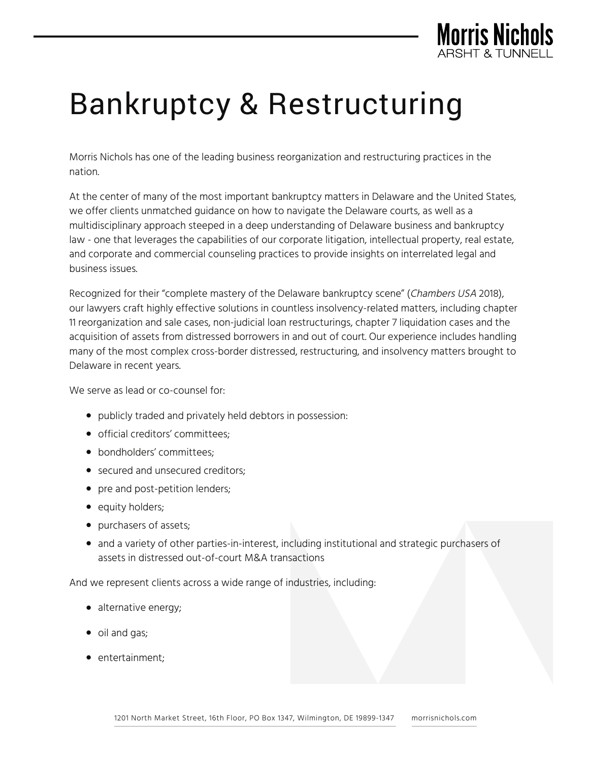# Bankruptcy & Restructuring

Morris Nichols has one of the leading business reorganization and restructuring practices in the nation.

At the center of many of the most important bankruptcy matters in Delaware and the United States, we offer clients unmatched guidance on how to navigate the Delaware courts, as well as a multidisciplinary approach steeped in a deep understanding of Delaware business and bankruptcy law - one that leverages the capabilities of our corporate litigation, intellectual property, real estate, and corporate and commercial counseling practices to provide insights on interrelated legal and business issues.

Recognized for their "complete mastery of the Delaware bankruptcy scene" (*Chambers USA* 2018), our lawyers craft highly effective solutions in countless insolvency-related matters, including chapter 11 reorganization and sale cases, non-judicial loan restructurings, chapter 7 liquidation cases and the acquisition of assets from distressed borrowers in and out of court. Our experience includes handling many of the most complex cross-border distressed, restructuring, and insolvency matters brought to Delaware in recent years.

We serve as lead or co-counsel for:

- publicly traded and privately held debtors in possession:
- official creditors' committees;
- bondholders' committees;
- secured and unsecured creditors;
- pre and post-petition lenders;
- equity holders;
- purchasers of assets;
- and a variety of other parties-in-interest, including institutional and strategic purchasers of assets in distressed out-of-court M&A transactions

And we represent clients across a wide range of industries, including:

- alternative energy;
- oil and gas;
- entertainment;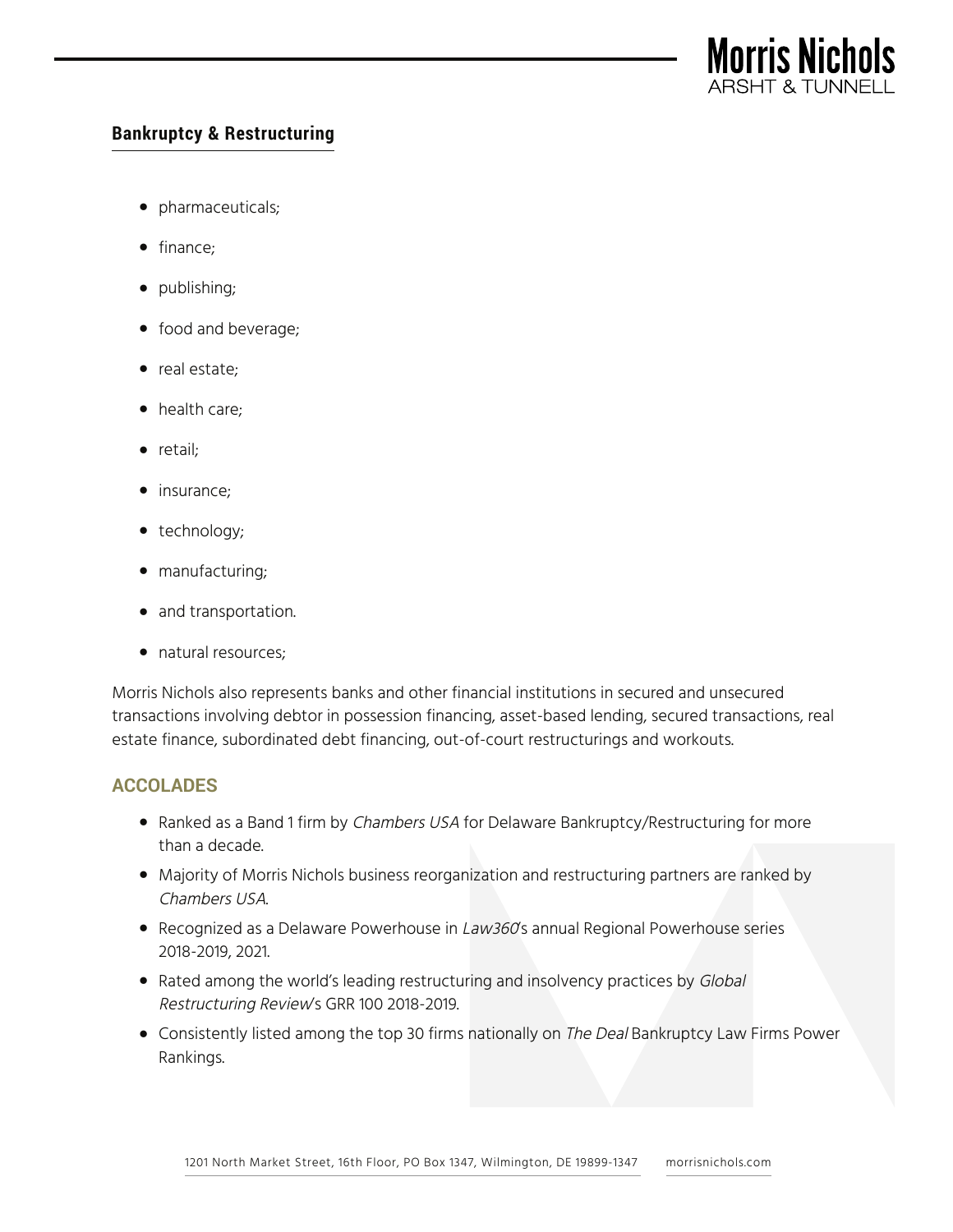## Bankruptcy & Restructuring

- pharmaceuticals;
- finance;
- publishing;
- food and beverage;
- real estate;
- health care;
- retail;
- insurance;
- technology;
- manufacturing;
- and transportation.
- natural resources;

Morris Nichols also represents banks and other financial institutions in secured and unsecured transactions involving debtor in possession financing, asset-based lending, secured transactions, real estate finance, subordinated debt financing, out-of-court restructurings and workouts.

### ACCOLADES

- Ranked as a Band 1 firm by *Chambers USA* for Delaware Bankruptcy/Restructuring for more than a decade.
- Majority of Morris Nichols business reorganization and restructuring partners are ranked by *Chambers USA*.
- Recognized as a Delaware Powerhouse in *Law360*'s annual Regional Powerhouse series 2018-2019, 2021.
- Rated among the world's leading restructuring and insolvency practices by *Global Restructuring Review*'s GRR 100 2018-2019.
- Consistently listed among the top 30 firms nationally on *The Deal* Bankruptcy Law Firms Power Rankings.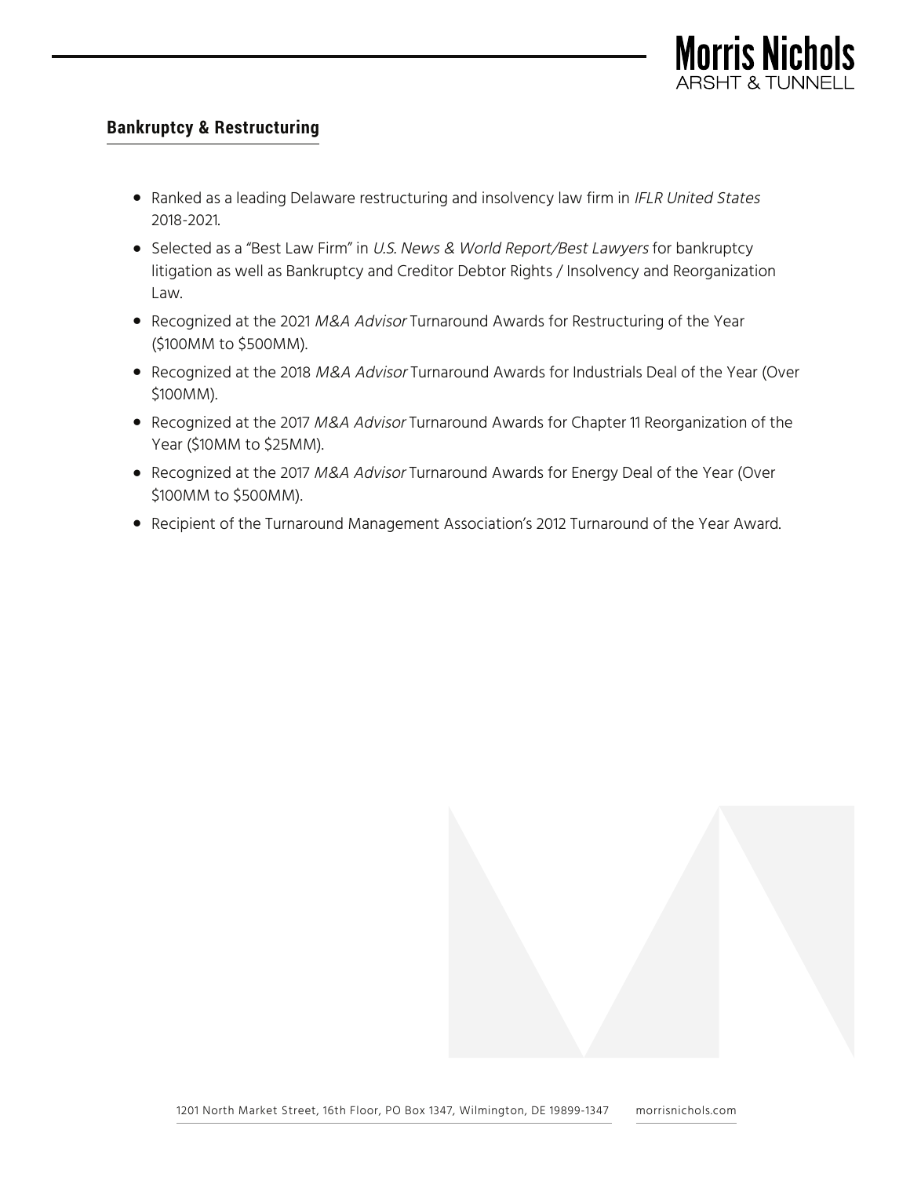## Bankruptcy & Restructuring

- Ranked as a leading Delaware restructuring and insolvency law firm in *IFLR United States* 2018-2021.
- Selected as a "Best Law Firm" in *U.S. News & World Report/Best Lawyers* for bankruptcy litigation as well as Bankruptcy and Creditor Debtor Rights / Insolvency and Reorganization Law.
- Recognized at the 2021 *M&A Advisor* Turnaround Awards for Restructuring of the Year ($100MM to $500MM).
- Recognized at the 2018 *M&A Advisor* Turnaround Awards for Industrials Deal of the Year (Over $100MM).
- Recognized at the 2017 *M&A Advisor* Turnaround Awards for Chapter 11 Reorganization of the Year ($10MM to $25MM).
- Recognized at the 2017 *M&A Advisor* Turnaround Awards for Energy Deal of the Year (Over $100MM to $500MM).
- Recipient of the Turnaround Management Association's 2012 Turnaround of the Year Award.